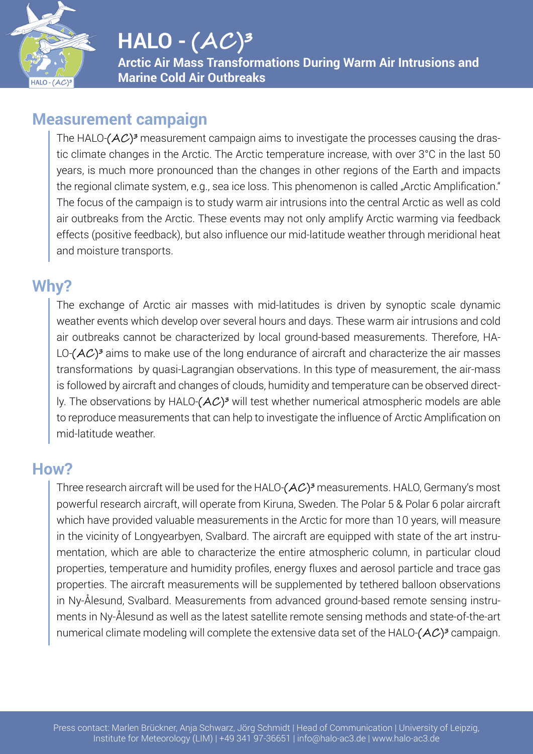# HALO - (AC)³

**Arctic Air Mass Transformations During Warm Air Intrusions and Marine Cold Air Outbreaks**

## Measurement campaign

The HALO-(AC)³ measurement campaign aims to investigate the processes causing the drastic climate changes in the Arctic. The Arctic temperature increase, with over 3°C in the last 50 years, is much more pronounced than the changes in other regions of the Earth and impacts the regional climate system, e.g., sea ice loss. This phenomenon is called „Arctic Amplification." The focus of the campaign is to study warm air intrusions into the central Arctic as well as cold air outbreaks from the Arctic. These events may not only amplify Arctic warming via feedback effects (positive feedback), but also influence our mid-latitude weather through meridional heat and moisture transports.

## Why?

The exchange of Arctic air masses with mid-latitudes is driven by synoptic scale dynamic weather events which develop over several hours and days. These warm air intrusions and cold air outbreaks cannot be characterized by local ground-based measurements. Therefore, HALO-(AC)³ aims to make use of the long endurance of aircraft and characterize the air masses transformations by quasi-Lagrangian observations. In this type of measurement, the air-mass is followed by aircraft and changes of clouds, humidity and temperature can be observed directly. The observations by HALO-(AC)³ will test whether numerical atmospheric models are able to reproduce measurements that can help to investigate the influence of Arctic Amplification on mid-latitude weather.

## How?

Three research aircraft will be used for the HALO-(AC)³ measurements. HALO, Germany's most powerful research aircraft, will operate from Kiruna, Sweden. The Polar 5 & Polar 6 polar aircraft which have provided valuable measurements in the Arctic for more than 10 years, will measure in the vicinity of Longyearbyen, Svalbard. The aircraft are equipped with state of the art instrumentation, which are able to characterize the entire atmospheric column, in particular cloud properties, temperature and humidity profiles, energy fluxes and aerosol particle and trace gas properties. The aircraft measurements will be supplemented by tethered balloon observations in Ny-Ålesund, Svalbard. Measurements from advanced ground-based remote sensing instruments in Ny-Ålesund as well as the latest satellite remote sensing methods and state-of-the-art numerical climate modeling will complete the extensive data set of the HALO-(AC)³ campaign.

Press contact: Marlen Brückner, Anja Schwarz, Jörg Schmidt | Head of Communication | University of Leipzig, Institute for Meteorology (LIM) | +49 341 97-36651 | info@halo-ac3.de | www.halo-ac3.de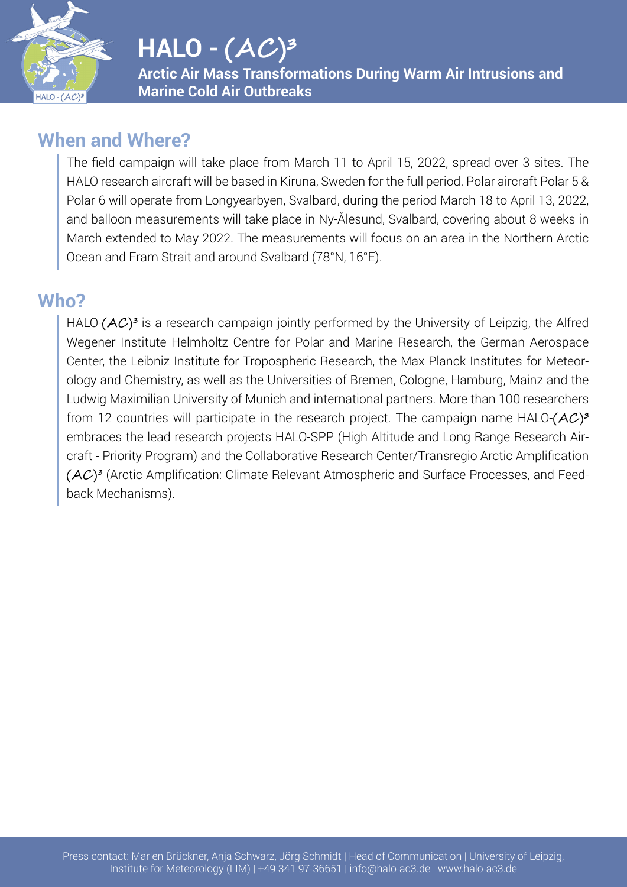## When and Where?

The field campaign will take place from March 11 to April 15, 2022, spread over 3 sites. The HALO research aircraft will be based in Kiruna, Sweden for the full period. Polar aircraft Polar 5 & Polar 6 will operate from Longyearbyen, Svalbard, during the period March 18 to April 13, 2022, and balloon measurements will take place in Ny-Ålesund, Svalbard, covering about 8 weeks in March extended to May 2022. The measurements will focus on an area in the Northern Arctic Ocean and Fram Strait and around Svalbard (78°N, 16°E).

## Who?

HALO-(AC)$^3$ is a research campaign jointly performed by the University of Leipzig, the Alfred Wegener Institute Helmholtz Centre for Polar and Marine Research, the German Aerospace Center, the Leibniz Institute for Tropospheric Research, the Max Planck Institutes for Meteorology and Chemistry, as well as the Universities of Bremen, Cologne, Hamburg, Mainz and the Ludwig Maximilian University of Munich and international partners. More than 100 researchers from 12 countries will participate in the research project. The campaign name HALO-(AC)$^3$ embraces the lead research projects HALO-SPP (High Altitude and Long Range Research Aircraft - Priority Program) and the Collaborative Research Center/Transregio Arctic Amplification (AC)$^3$ (Arctic Amplification: Climate Relevant Atmospheric and Surface Processes, and Feedback Mechanisms).